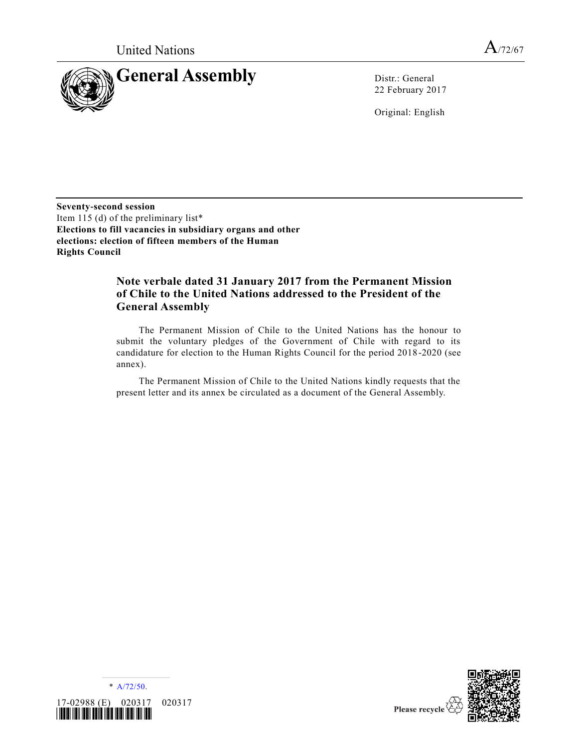United Nations A/72/67

# General Assembly

Distr.: General
22 February 2017

Original: English

**Seventy-second session**
Item 115 (d) of the preliminary list*
**Elections to fill vacancies in subsidiary organs and other elections: election of fifteen members of the Human Rights Council**

## Note verbale dated 31 January 2017 from the Permanent Mission of Chile to the United Nations addressed to the President of the General Assembly

The Permanent Mission of Chile to the United Nations has the honour to submit the voluntary pledges of the Government of Chile with regard to its candidature for election to the Human Rights Council for the period 2018-2020 (see annex).

The Permanent Mission of Chile to the United Nations kindly requests that the present letter and its annex be circulated as a document of the General Assembly.

\* A/72/50.

17-02988 (E) 020317 020317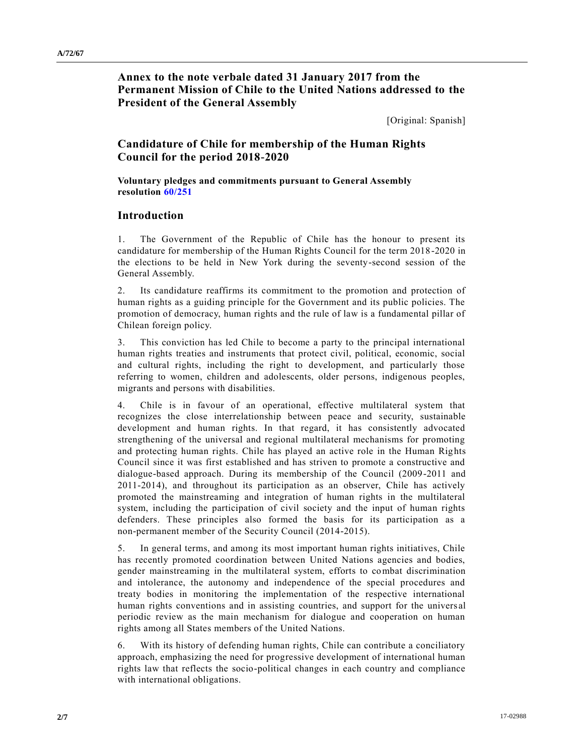# Annex to the note verbale dated 31 January 2017 from the Permanent Mission of Chile to the United Nations addressed to the President of the General Assembly

[Original: Spanish]

# Candidature of Chile for membership of the Human Rights Council for the period 2018-2020

**Voluntary pledges and commitments pursuant to General Assembly resolution 60/251**

## Introduction

1. The Government of the Republic of Chile has the honour to present its candidature for membership of the Human Rights Council for the term 2018-2020 in the elections to be held in New York during the seventy-second session of the General Assembly.

2. Its candidature reaffirms its commitment to the promotion and protection of human rights as a guiding principle for the Government and its public policies. The promotion of democracy, human rights and the rule of law is a fundamental pillar of Chilean foreign policy.

3. This conviction has led Chile to become a party to the principal international human rights treaties and instruments that protect civil, political, economic, social and cultural rights, including the right to development, and particularly those referring to women, children and adolescents, older persons, indigenous peoples, migrants and persons with disabilities.

4. Chile is in favour of an operational, effective multilateral system that recognizes the close interrelationship between peace and security, sustainable development and human rights. In that regard, it has consistently advocated strengthening of the universal and regional multilateral mechanisms for promoting and protecting human rights. Chile has played an active role in the Human Rights Council since it was first established and has striven to promote a constructive and dialogue-based approach. During its membership of the Council (2009-2011 and 2011-2014), and throughout its participation as an observer, Chile has actively promoted the mainstreaming and integration of human rights in the multilateral system, including the participation of civil society and the input of human rights defenders. These principles also formed the basis for its participation as a non-permanent member of the Security Council (2014-2015).

5. In general terms, and among its most important human rights initiatives, Chile has recently promoted coordination between United Nations agencies and bodies, gender mainstreaming in the multilateral system, efforts to combat discrimination and intolerance, the autonomy and independence of the special procedures and treaty bodies in monitoring the implementation of the respective international human rights conventions and in assisting countries, and support for the universal periodic review as the main mechanism for dialogue and cooperation on human rights among all States members of the United Nations.

6. With its history of defending human rights, Chile can contribute a conciliatory approach, emphasizing the need for progressive development of international human rights law that reflects the socio-political changes in each country and compliance with international obligations.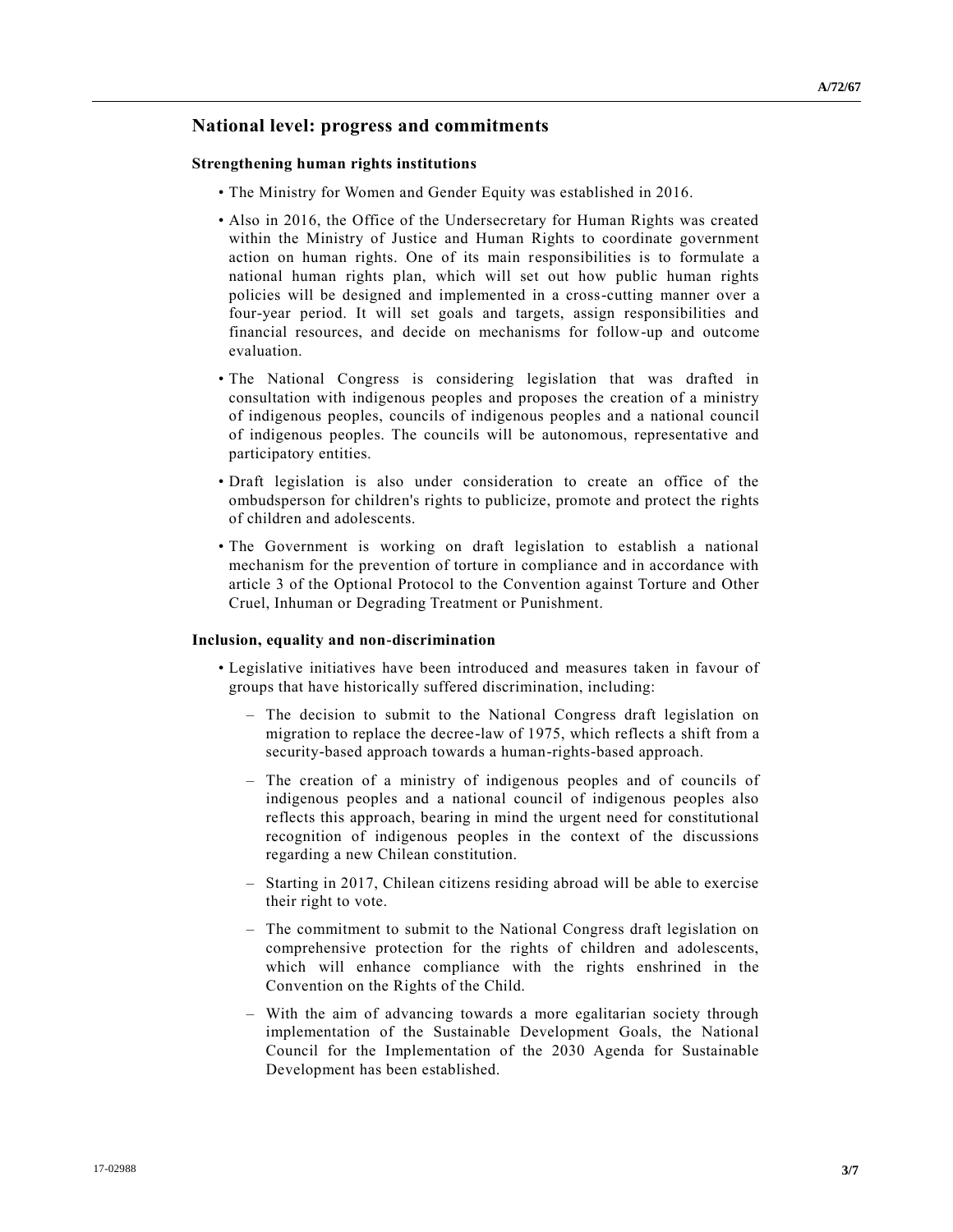## National level: progress and commitments

### Strengthening human rights institutions

- The Ministry for Women and Gender Equity was established in 2016.
- Also in 2016, the Office of the Undersecretary for Human Rights was created within the Ministry of Justice and Human Rights to coordinate government action on human rights. One of its main responsibilities is to formulate a national human rights plan, which will set out how public human rights policies will be designed and implemented in a cross-cutting manner over a four-year period. It will set goals and targets, assign responsibilities and financial resources, and decide on mechanisms for follow-up and outcome evaluation.
- The National Congress is considering legislation that was drafted in consultation with indigenous peoples and proposes the creation of a ministry of indigenous peoples, councils of indigenous peoples and a national council of indigenous peoples. The councils will be autonomous, representative and participatory entities.
- Draft legislation is also under consideration to create an office of the ombudsperson for children's rights to publicize, promote and protect the rights of children and adolescents.
- The Government is working on draft legislation to establish a national mechanism for the prevention of torture in compliance and in accordance with article 3 of the Optional Protocol to the Convention against Torture and Other Cruel, Inhuman or Degrading Treatment or Punishment.

### Inclusion, equality and non-discrimination

- Legislative initiatives have been introduced and measures taken in favour of groups that have historically suffered discrimination, including:
  - The decision to submit to the National Congress draft legislation on migration to replace the decree-law of 1975, which reflects a shift from a security-based approach towards a human-rights-based approach.
  - The creation of a ministry of indigenous peoples and of councils of indigenous peoples and a national council of indigenous peoples also reflects this approach, bearing in mind the urgent need for constitutional recognition of indigenous peoples in the context of the discussions regarding a new Chilean constitution.
  - Starting in 2017, Chilean citizens residing abroad will be able to exercise their right to vote.
  - The commitment to submit to the National Congress draft legislation on comprehensive protection for the rights of children and adolescents, which will enhance compliance with the rights enshrined in the Convention on the Rights of the Child.
  - With the aim of advancing towards a more egalitarian society through implementation of the Sustainable Development Goals, the National Council for the Implementation of the 2030 Agenda for Sustainable Development has been established.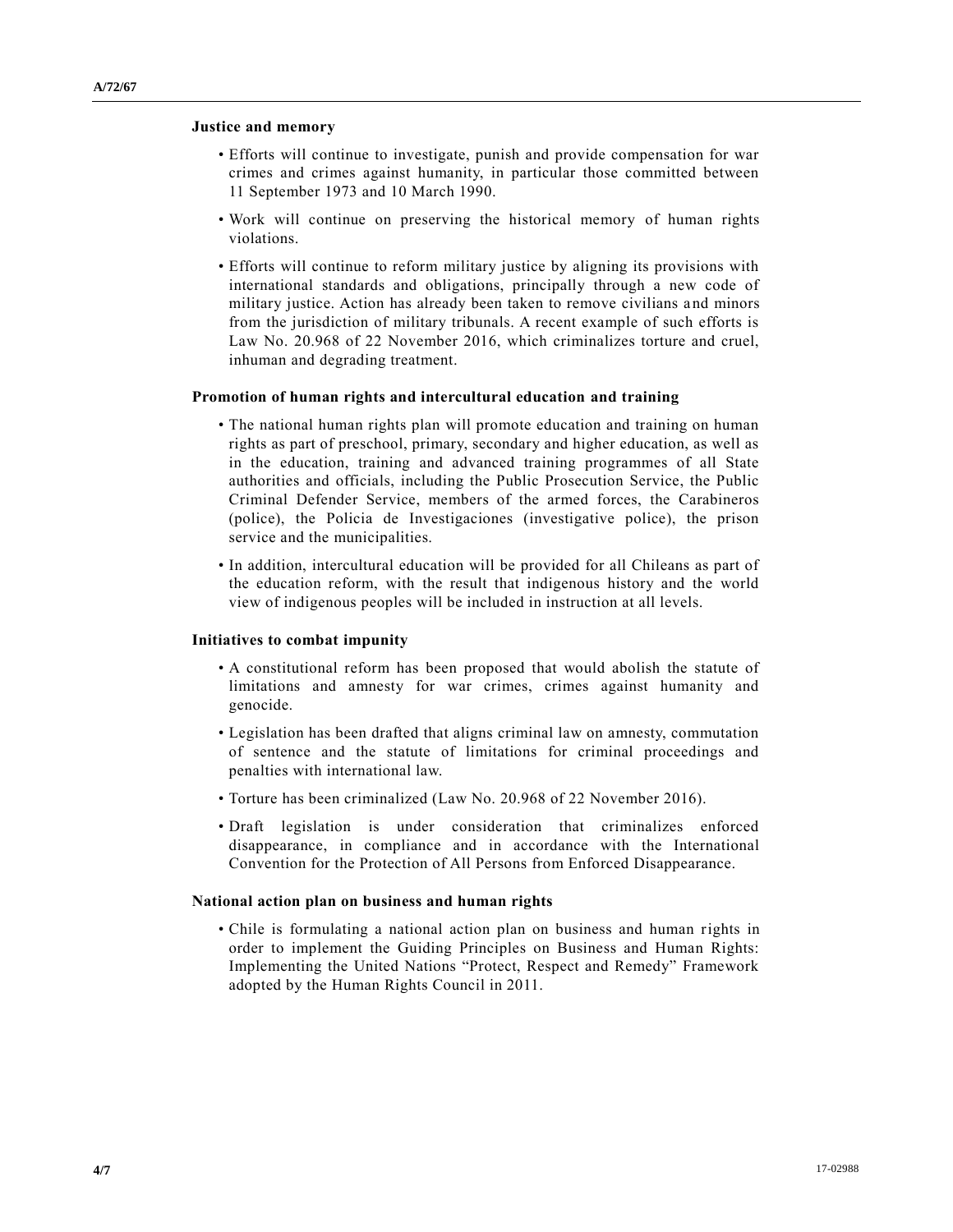**Justice and memory**

- Efforts will continue to investigate, punish and provide compensation for war crimes and crimes against humanity, in particular those committed between 11 September 1973 and 10 March 1990.
- Work will continue on preserving the historical memory of human rights violations.
- Efforts will continue to reform military justice by aligning its provisions with international standards and obligations, principally through a new code of military justice. Action has already been taken to remove civilians and minors from the jurisdiction of military tribunals. A recent example of such efforts is Law No. 20.968 of 22 November 2016, which criminalizes torture and cruel, inhuman and degrading treatment.

**Promotion of human rights and intercultural education and training**

- The national human rights plan will promote education and training on human rights as part of preschool, primary, secondary and higher education, as well as in the education, training and advanced training programmes of all State authorities and officials, including the Public Prosecution Service, the Public Criminal Defender Service, members of the armed forces, the Carabineros (police), the Policia de Investigaciones (investigative police), the prison service and the municipalities.
- In addition, intercultural education will be provided for all Chileans as part of the education reform, with the result that indigenous history and the world view of indigenous peoples will be included in instruction at all levels.

**Initiatives to combat impunity**

- A constitutional reform has been proposed that would abolish the statute of limitations and amnesty for war crimes, crimes against humanity and genocide.
- Legislation has been drafted that aligns criminal law on amnesty, commutation of sentence and the statute of limitations for criminal proceedings and penalties with international law.
- Torture has been criminalized (Law No. 20.968 of 22 November 2016).
- Draft legislation is under consideration that criminalizes enforced disappearance, in compliance and in accordance with the International Convention for the Protection of All Persons from Enforced Disappearance.

**National action plan on business and human rights**

- Chile is formulating a national action plan on business and human rights in order to implement the Guiding Principles on Business and Human Rights: Implementing the United Nations "Protect, Respect and Remedy" Framework adopted by the Human Rights Council in 2011.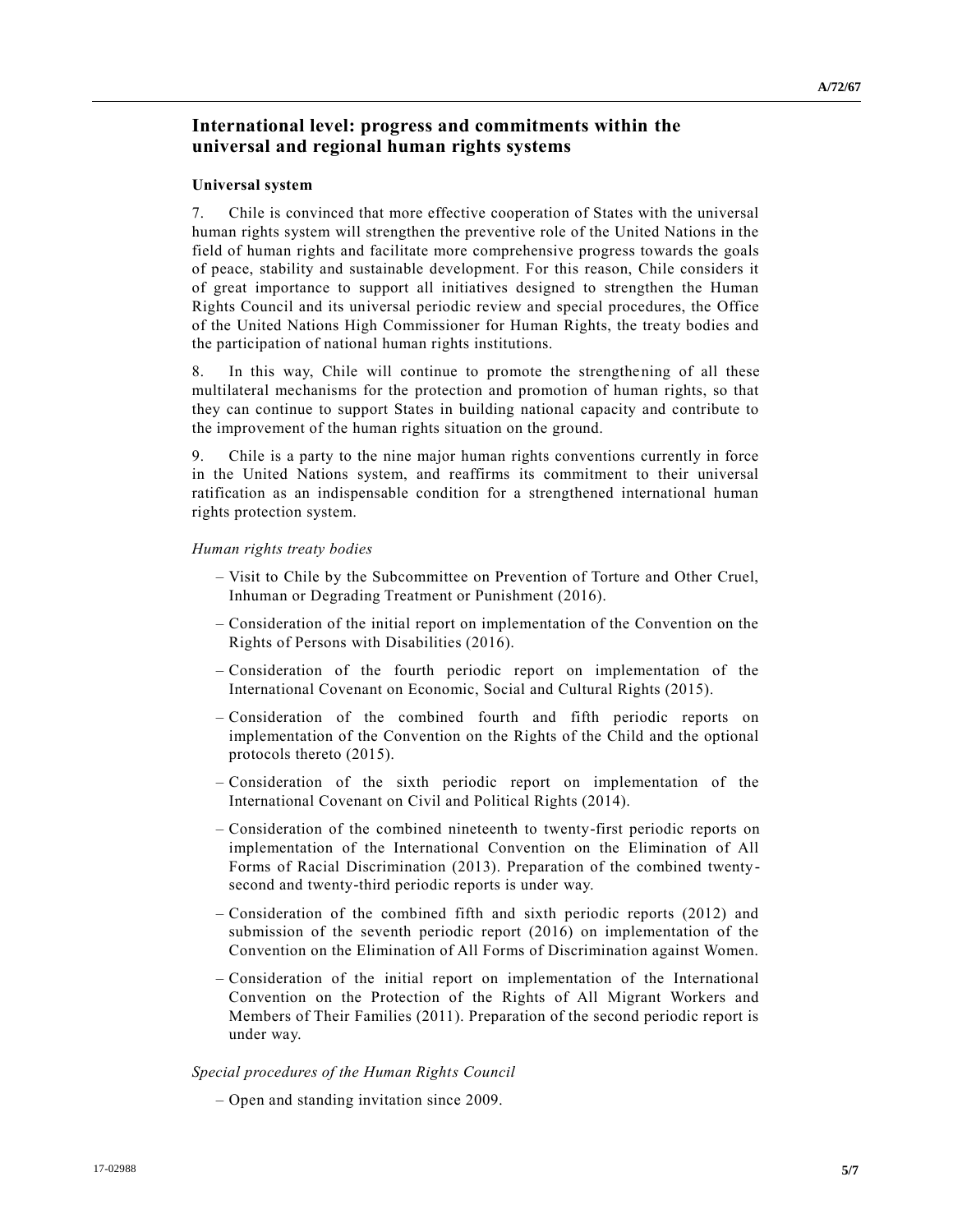## International level: progress and commitments within the universal and regional human rights systems

### Universal system

7. Chile is convinced that more effective cooperation of States with the universal human rights system will strengthen the preventive role of the United Nations in the field of human rights and facilitate more comprehensive progress towards the goals of peace, stability and sustainable development. For this reason, Chile considers it of great importance to support all initiatives designed to strengthen the Human Rights Council and its universal periodic review and special procedures, the Office of the United Nations High Commissioner for Human Rights, the treaty bodies and the participation of national human rights institutions.

8. In this way, Chile will continue to promote the strengthening of all these multilateral mechanisms for the protection and promotion of human rights, so that they can continue to support States in building national capacity and contribute to the improvement of the human rights situation on the ground.

9. Chile is a party to the nine major human rights conventions currently in force in the United Nations system, and reaffirms its commitment to their universal ratification as an indispensable condition for a strengthened international human rights protection system.

*Human rights treaty bodies*

- Visit to Chile by the Subcommittee on Prevention of Torture and Other Cruel, Inhuman or Degrading Treatment or Punishment (2016).
- Consideration of the initial report on implementation of the Convention on the Rights of Persons with Disabilities (2016).
- Consideration of the fourth periodic report on implementation of the International Covenant on Economic, Social and Cultural Rights (2015).
- Consideration of the combined fourth and fifth periodic reports on implementation of the Convention on the Rights of the Child and the optional protocols thereto (2015).
- Consideration of the sixth periodic report on implementation of the International Covenant on Civil and Political Rights (2014).
- Consideration of the combined nineteenth to twenty-first periodic reports on implementation of the International Convention on the Elimination of All Forms of Racial Discrimination (2013). Preparation of the combined twenty-second and twenty-third periodic reports is under way.
- Consideration of the combined fifth and sixth periodic reports (2012) and submission of the seventh periodic report (2016) on implementation of the Convention on the Elimination of All Forms of Discrimination against Women.
- Consideration of the initial report on implementation of the International Convention on the Protection of the Rights of All Migrant Workers and Members of Their Families (2011). Preparation of the second periodic report is under way.

*Special procedures of the Human Rights Council*

- Open and standing invitation since 2009.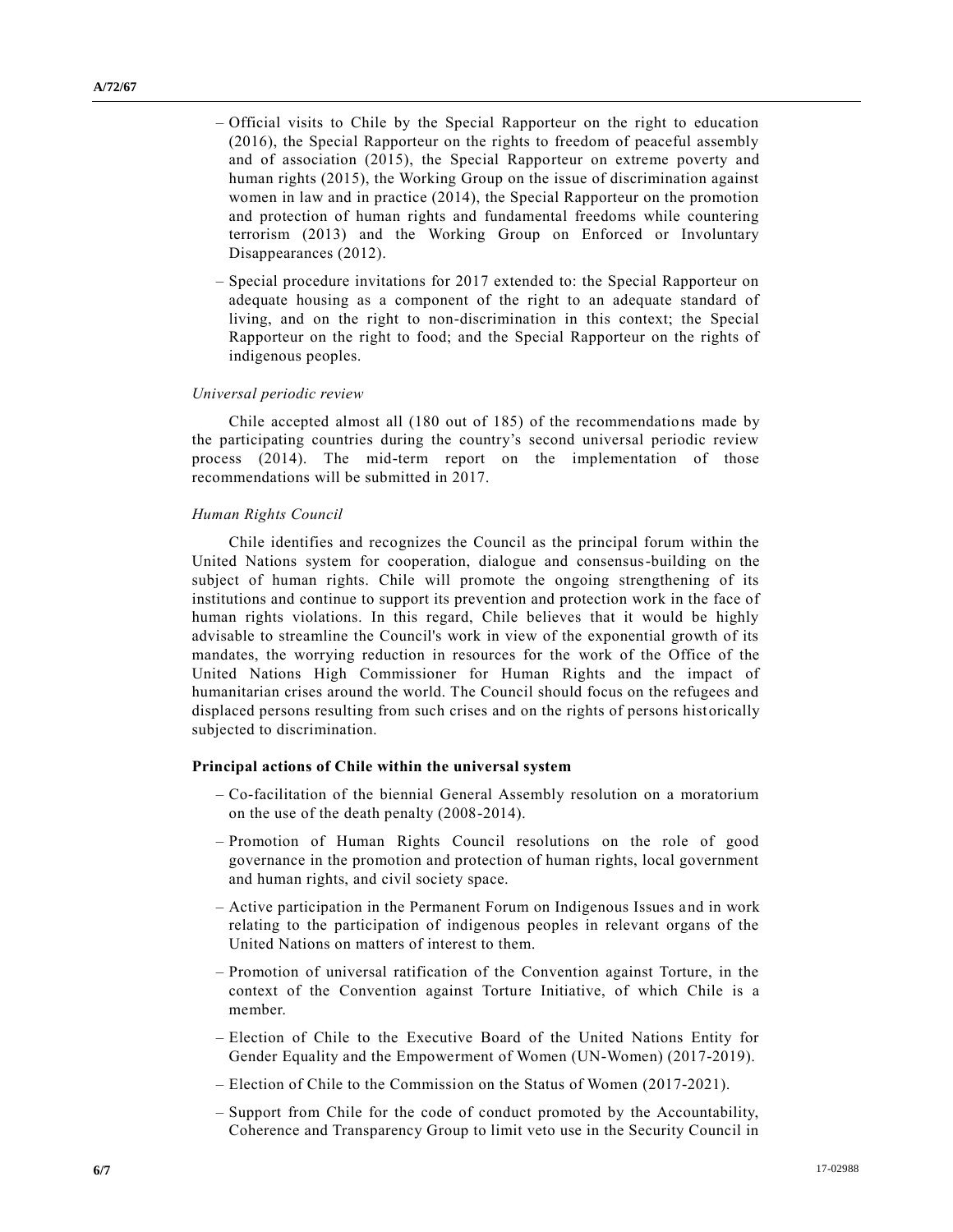- Official visits to Chile by the Special Rapporteur on the right to education (2016), the Special Rapporteur on the rights to freedom of peaceful assembly and of association (2015), the Special Rapporteur on extreme poverty and human rights (2015), the Working Group on the issue of discrimination against women in law and in practice (2014), the Special Rapporteur on the promotion and protection of human rights and fundamental freedoms while countering terrorism (2013) and the Working Group on Enforced or Involuntary Disappearances (2012).
- Special procedure invitations for 2017 extended to: the Special Rapporteur on adequate housing as a component of the right to an adequate standard of living, and on the right to non-discrimination in this context; the Special Rapporteur on the right to food; and the Special Rapporteur on the rights of indigenous peoples.

*Universal periodic review*

Chile accepted almost all (180 out of 185) of the recommendations made by the participating countries during the country's second universal periodic review process (2014). The mid-term report on the implementation of those recommendations will be submitted in 2017.

*Human Rights Council*

Chile identifies and recognizes the Council as the principal forum within the United Nations system for cooperation, dialogue and consensus-building on the subject of human rights. Chile will promote the ongoing strengthening of its institutions and continue to support its prevention and protection work in the face of human rights violations. In this regard, Chile believes that it would be highly advisable to streamline the Council's work in view of the exponential growth of its mandates, the worrying reduction in resources for the work of the Office of the United Nations High Commissioner for Human Rights and the impact of humanitarian crises around the world. The Council should focus on the refugees and displaced persons resulting from such crises and on the rights of persons historically subjected to discrimination.

**Principal actions of Chile within the universal system**

- Co-facilitation of the biennial General Assembly resolution on a moratorium on the use of the death penalty (2008-2014).
- Promotion of Human Rights Council resolutions on the role of good governance in the promotion and protection of human rights, local government and human rights, and civil society space.
- Active participation in the Permanent Forum on Indigenous Issues and in work relating to the participation of indigenous peoples in relevant organs of the United Nations on matters of interest to them.
- Promotion of universal ratification of the Convention against Torture, in the context of the Convention against Torture Initiative, of which Chile is a member.
- Election of Chile to the Executive Board of the United Nations Entity for Gender Equality and the Empowerment of Women (UN-Women) (2017-2019).
- Election of Chile to the Commission on the Status of Women (2017-2021).
- Support from Chile for the code of conduct promoted by the Accountability, Coherence and Transparency Group to limit veto use in the Security Council in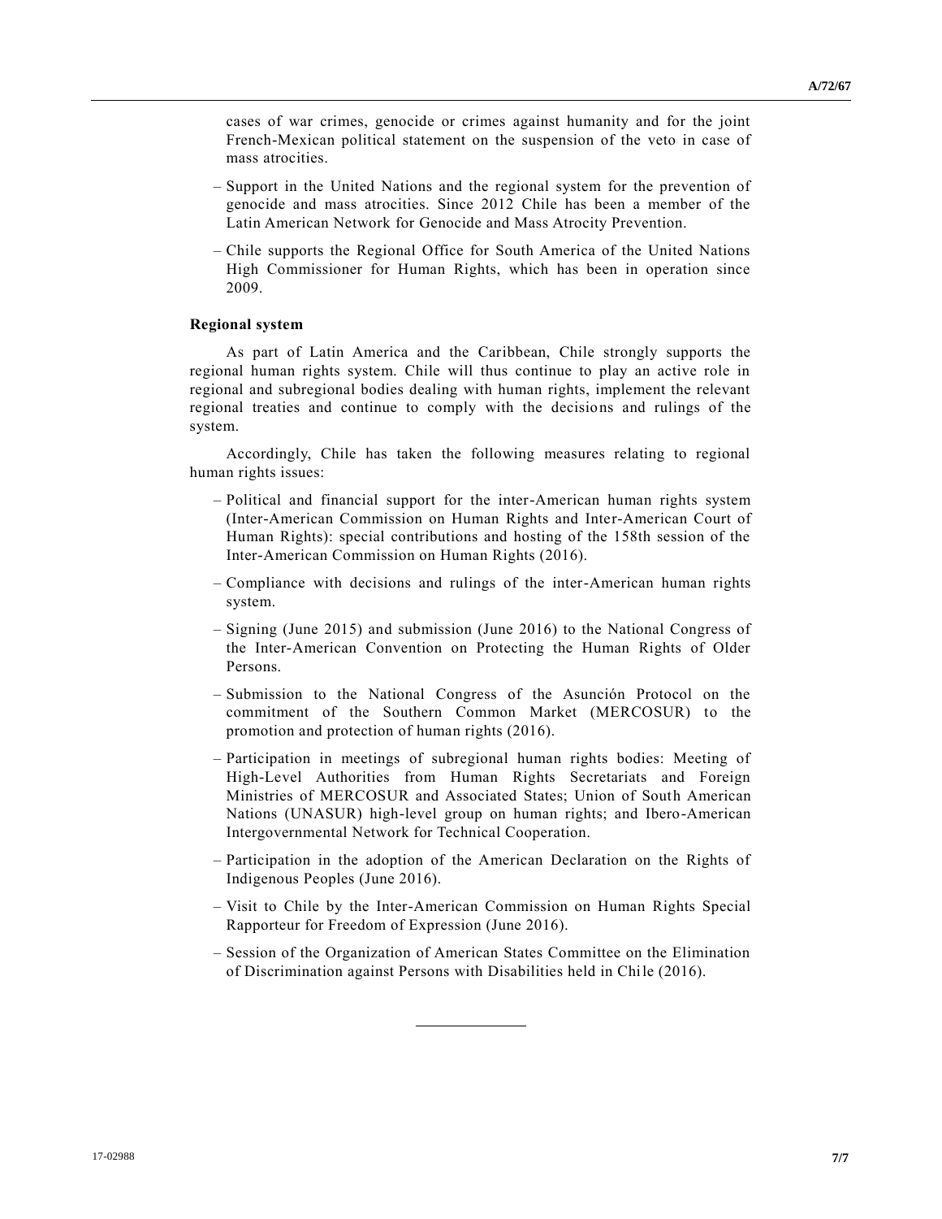cases of war crimes, genocide or crimes against humanity and for the joint French-Mexican political statement on the suspension of the veto in case of mass atrocities.

– Support in the United Nations and the regional system for the prevention of genocide and mass atrocities. Since 2012 Chile has been a member of the Latin American Network for Genocide and Mass Atrocity Prevention.

– Chile supports the Regional Office for South America of the United Nations High Commissioner for Human Rights, which has been in operation since 2009.

**Regional system**

As part of Latin America and the Caribbean, Chile strongly supports the regional human rights system. Chile will thus continue to play an active role in regional and subregional bodies dealing with human rights, implement the relevant regional treaties and continue to comply with the decisions and rulings of the system.

Accordingly, Chile has taken the following measures relating to regional human rights issues:

– Political and financial support for the inter-American human rights system (Inter-American Commission on Human Rights and Inter-American Court of Human Rights): special contributions and hosting of the 158th session of the Inter-American Commission on Human Rights (2016).

– Compliance with decisions and rulings of the inter-American human rights system.

– Signing (June 2015) and submission (June 2016) to the National Congress of the Inter-American Convention on Protecting the Human Rights of Older Persons.

– Submission to the National Congress of the Asunción Protocol on the commitment of the Southern Common Market (MERCOSUR) to the promotion and protection of human rights (2016).

– Participation in meetings of subregional human rights bodies: Meeting of High-Level Authorities from Human Rights Secretariats and Foreign Ministries of MERCOSUR and Associated States; Union of South American Nations (UNASUR) high-level group on human rights; and Ibero-American Intergovernmental Network for Technical Cooperation.

– Participation in the adoption of the American Declaration on the Rights of Indigenous Peoples (June 2016).

– Visit to Chile by the Inter-American Commission on Human Rights Special Rapporteur for Freedom of Expression (June 2016).

– Session of the Organization of American States Committee on the Elimination of Discrimination against Persons with Disabilities held in Chile (2016).